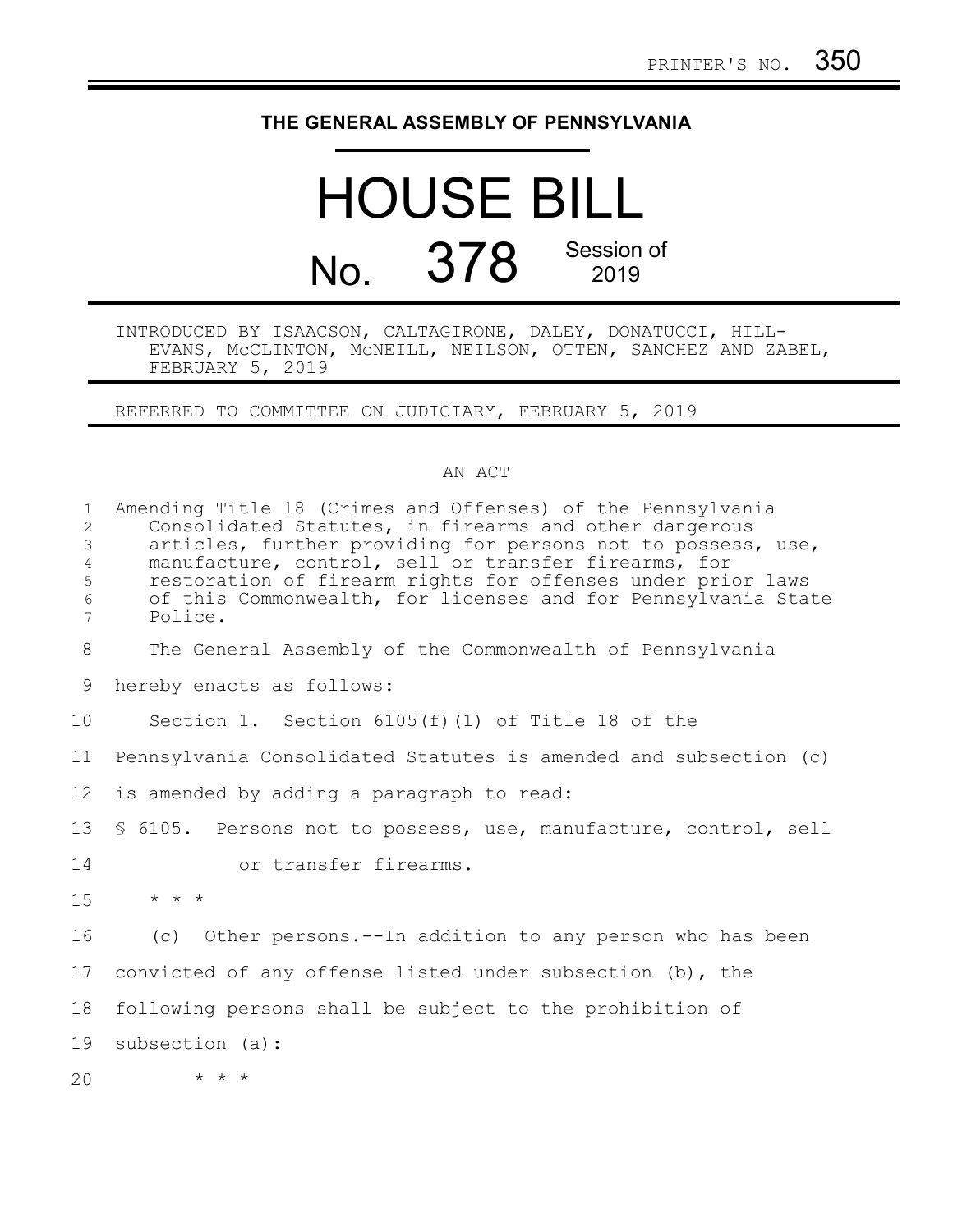PRINTER'S NO. 350

**THE GENERAL ASSEMBLY OF PENNSYLVANIA**

# HOUSE BILL

## No. 378 Session of 2019

INTRODUCED BY ISAACSON, CALTAGIRONE, DALEY, DONATUCCI, HILL-EVANS, McCLINTON, McNEILL, NEILSON, OTTEN, SANCHEZ AND ZABEL, FEBRUARY 5, 2019

REFERRED TO COMMITTEE ON JUDICIARY, FEBRUARY 5, 2019

AN ACT

Amending Title 18 (Crimes and Offenses) of the Pennsylvania Consolidated Statutes, in firearms and other dangerous articles, further providing for persons not to possess, use, manufacture, control, sell or transfer firearms, for restoration of firearm rights for offenses under prior laws of this Commonwealth, for licenses and for Pennsylvania State Police.

The General Assembly of the Commonwealth of Pennsylvania hereby enacts as follows:

Section 1. Section 6105(f)(1) of Title 18 of the Pennsylvania Consolidated Statutes is amended and subsection (c) is amended by adding a paragraph to read:

§ 6105. Persons not to possess, use, manufacture, control, sell or transfer firearms.

\* \* \*

(c) Other persons.--In addition to any person who has been convicted of any offense listed under subsection (b), the following persons shall be subject to the prohibition of subsection (a):

\* \* \*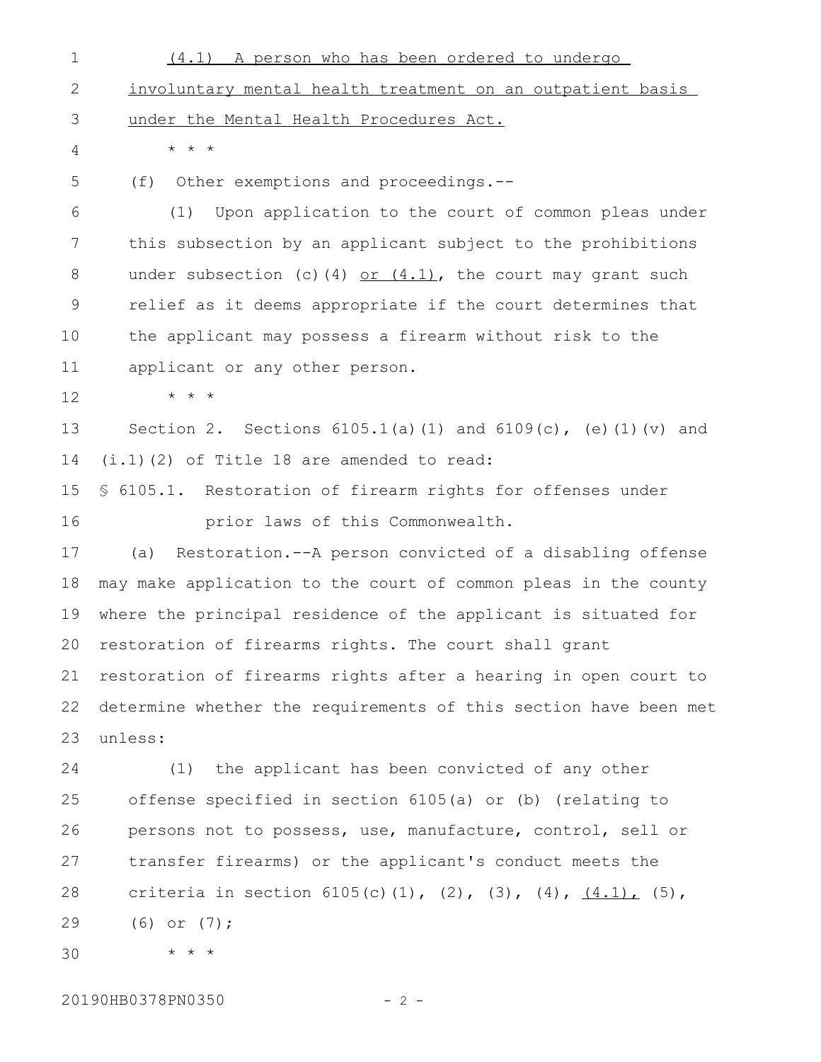(4.1) A person who has been ordered to undergo involuntary mental health treatment on an outpatient basis under the Mental Health Procedures Act.

\* \* \*

(f) Other exemptions and proceedings.--

(1) Upon application to the court of common pleas under this subsection by an applicant subject to the prohibitions under subsection (c)(4) or (4.1), the court may grant such relief as it deems appropriate if the court determines that the applicant may possess a firearm without risk to the applicant or any other person.

\* \* \*

Section 2. Sections 6105.1(a)(1) and 6109(c), (e)(1)(v) and (i.1)(2) of Title 18 are amended to read:

§ 6105.1. Restoration of firearm rights for offenses under prior laws of this Commonwealth.

(a) Restoration.--A person convicted of a disabling offense may make application to the court of common pleas in the county where the principal residence of the applicant is situated for restoration of firearms rights. The court shall grant restoration of firearms rights after a hearing in open court to determine whether the requirements of this section have been met unless:

(1) the applicant has been convicted of any other offense specified in section 6105(a) or (b) (relating to persons not to possess, use, manufacture, control, sell or transfer firearms) or the applicant's conduct meets the criteria in section 6105(c)(1), (2), (3), (4), (4.1), (5), (6) or (7);

\* \* \*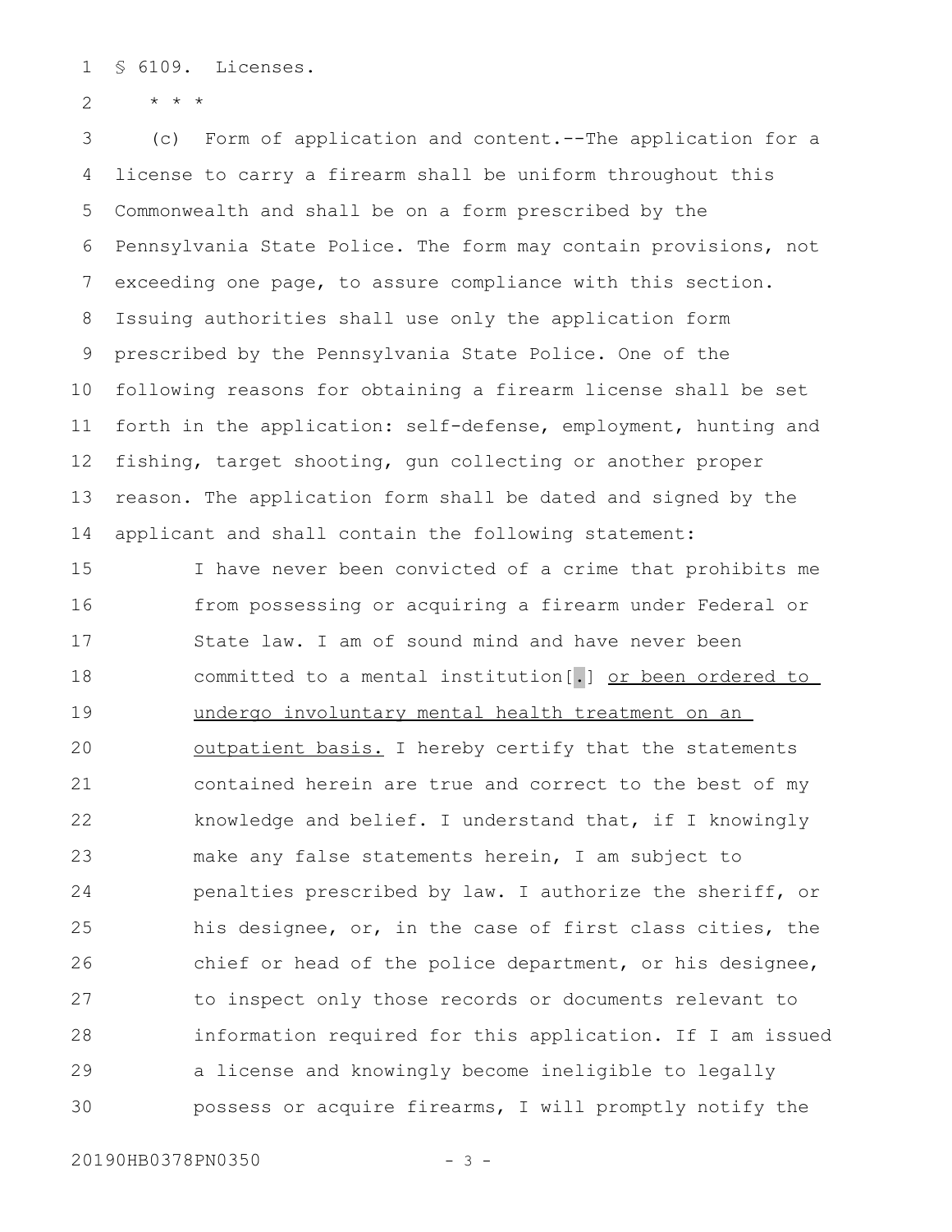§ 6109. Licenses.

\* \* \*

(c) Form of application and content.--The application for a license to carry a firearm shall be uniform throughout this Commonwealth and shall be on a form prescribed by the Pennsylvania State Police. The form may contain provisions, not exceeding one page, to assure compliance with this section. Issuing authorities shall use only the application form prescribed by the Pennsylvania State Police. One of the following reasons for obtaining a firearm license shall be set forth in the application: self-defense, employment, hunting and fishing, target shooting, gun collecting or another proper reason. The application form shall be dated and signed by the applicant and shall contain the following statement:

> I have never been convicted of a crime that prohibits me from possessing or acquiring a firearm under Federal or State law. I am of sound mind and have never been committed to a mental institution[.] <u>or been ordered to undergo involuntary mental health treatment on an outpatient basis.</u> I hereby certify that the statements contained herein are true and correct to the best of my knowledge and belief. I understand that, if I knowingly make any false statements herein, I am subject to penalties prescribed by law. I authorize the sheriff, or his designee, or, in the case of first class cities, the chief or head of the police department, or his designee, to inspect only those records or documents relevant to information required for this application. If I am issued a license and knowingly become ineligible to legally possess or acquire firearms, I will promptly notify the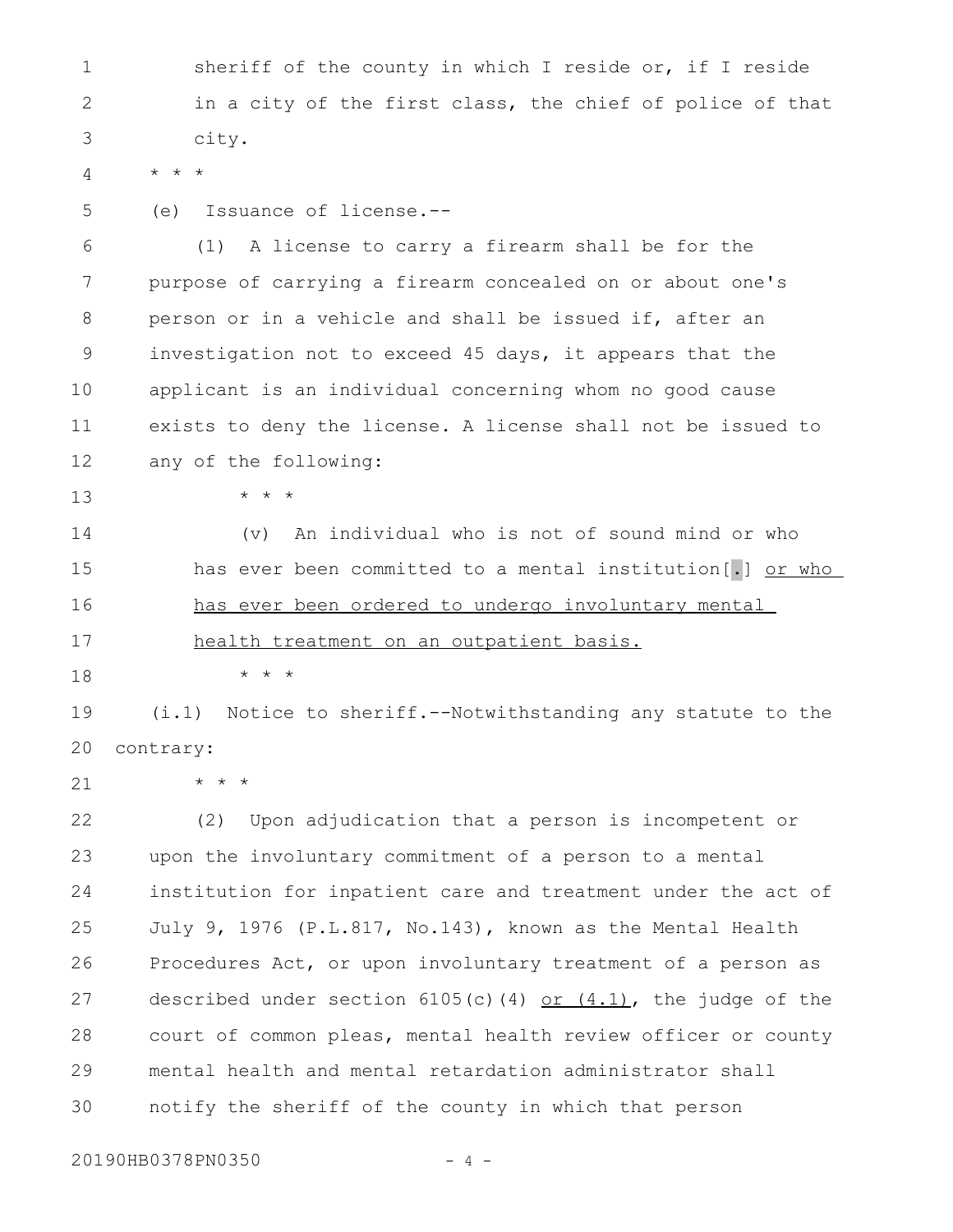sheriff of the county in which I reside or, if I reside in a city of the first class, the chief of police of that city.

* * *

(e) Issuance of license.--

(1) A license to carry a firearm shall be for the purpose of carrying a firearm concealed on or about one's person or in a vehicle and shall be issued if, after an investigation not to exceed 45 days, it appears that the applicant is an individual concerning whom no good cause exists to deny the license. A license shall not be issued to any of the following:

* * *

(v) An individual who is not of sound mind or who has ever been committed to a mental institution[.] <u>or who has ever been ordered to undergo involuntary mental health treatment on an outpatient basis.</u>

* * *

(i.1) Notice to sheriff.--Notwithstanding any statute to the contrary:

* * *

(2) Upon adjudication that a person is incompetent or upon the involuntary commitment of a person to a mental institution for inpatient care and treatment under the act of July 9, 1976 (P.L.817, No.143), known as the Mental Health Procedures Act, or upon involuntary treatment of a person as described under section 6105(c)(4) <u>or (4.1)</u>, the judge of the court of common pleas, mental health review officer or county mental health and mental retardation administrator shall notify the sheriff of the county in which that person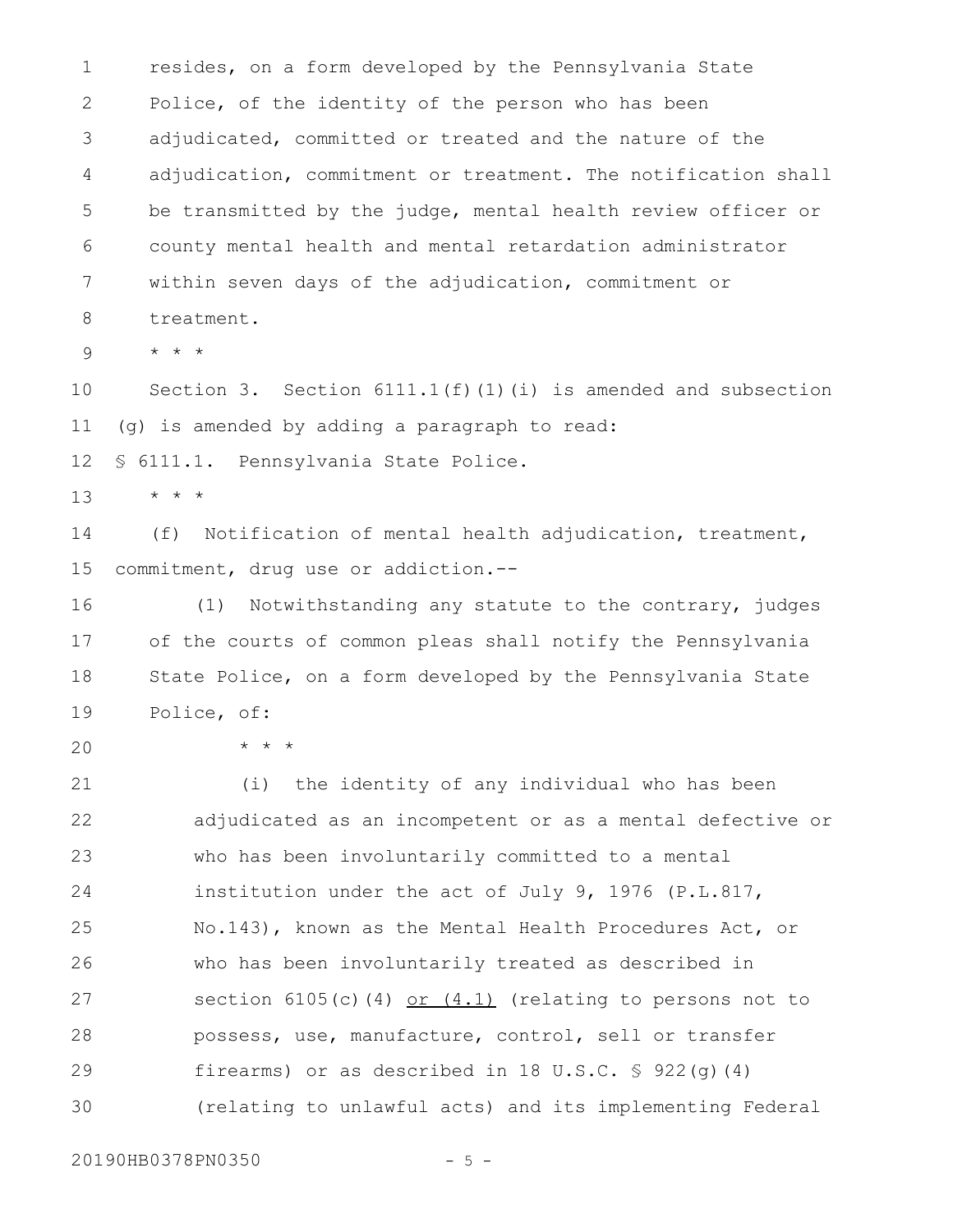resides, on a form developed by the Pennsylvania State Police, of the identity of the person who has been adjudicated, committed or treated and the nature of the adjudication, commitment or treatment. The notification shall be transmitted by the judge, mental health review officer or county mental health and mental retardation administrator within seven days of the adjudication, commitment or treatment.

* * *

Section 3. Section 6111.1(f)(1)(i) is amended and subsection (g) is amended by adding a paragraph to read:

§ 6111.1. Pennsylvania State Police.

* * *

(f) Notification of mental health adjudication, treatment, commitment, drug use or addiction.--

(1) Notwithstanding any statute to the contrary, judges of the courts of common pleas shall notify the Pennsylvania State Police, on a form developed by the Pennsylvania State Police, of:

* * *

(i) the identity of any individual who has been adjudicated as an incompetent or as a mental defective or who has been involuntarily committed to a mental institution under the act of July 9, 1976 (P.L.817, No.143), known as the Mental Health Procedures Act, or who has been involuntarily treated as described in section 6105(c)(4) <u>or (4.1)</u> (relating to persons not to possess, use, manufacture, control, sell or transfer firearms) or as described in 18 U.S.C. § 922(g)(4) (relating to unlawful acts) and its implementing Federal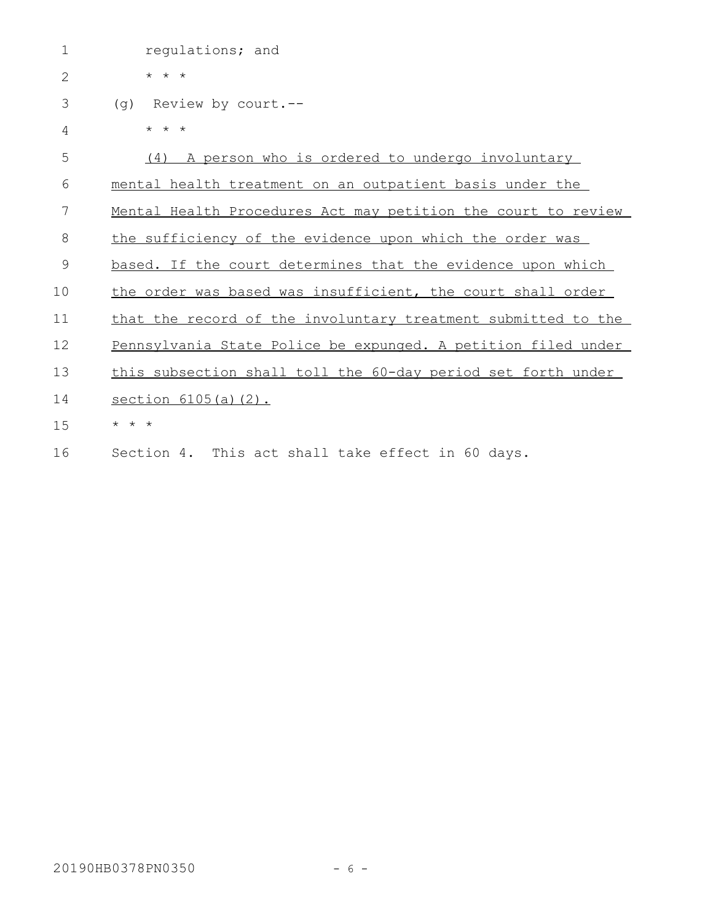regulations; and

* * *

(g) Review by court.--

* * *

(4) A person who is ordered to undergo involuntary mental health treatment on an outpatient basis under the Mental Health Procedures Act may petition the court to review the sufficiency of the evidence upon which the order was based. If the court determines that the evidence upon which the order was based was insufficient, the court shall order that the record of the involuntary treatment submitted to the Pennsylvania State Police be expunged. A petition filed under this subsection shall toll the 60-day period set forth under section 6105(a)(2).

* * *

Section 4. This act shall take effect in 60 days.